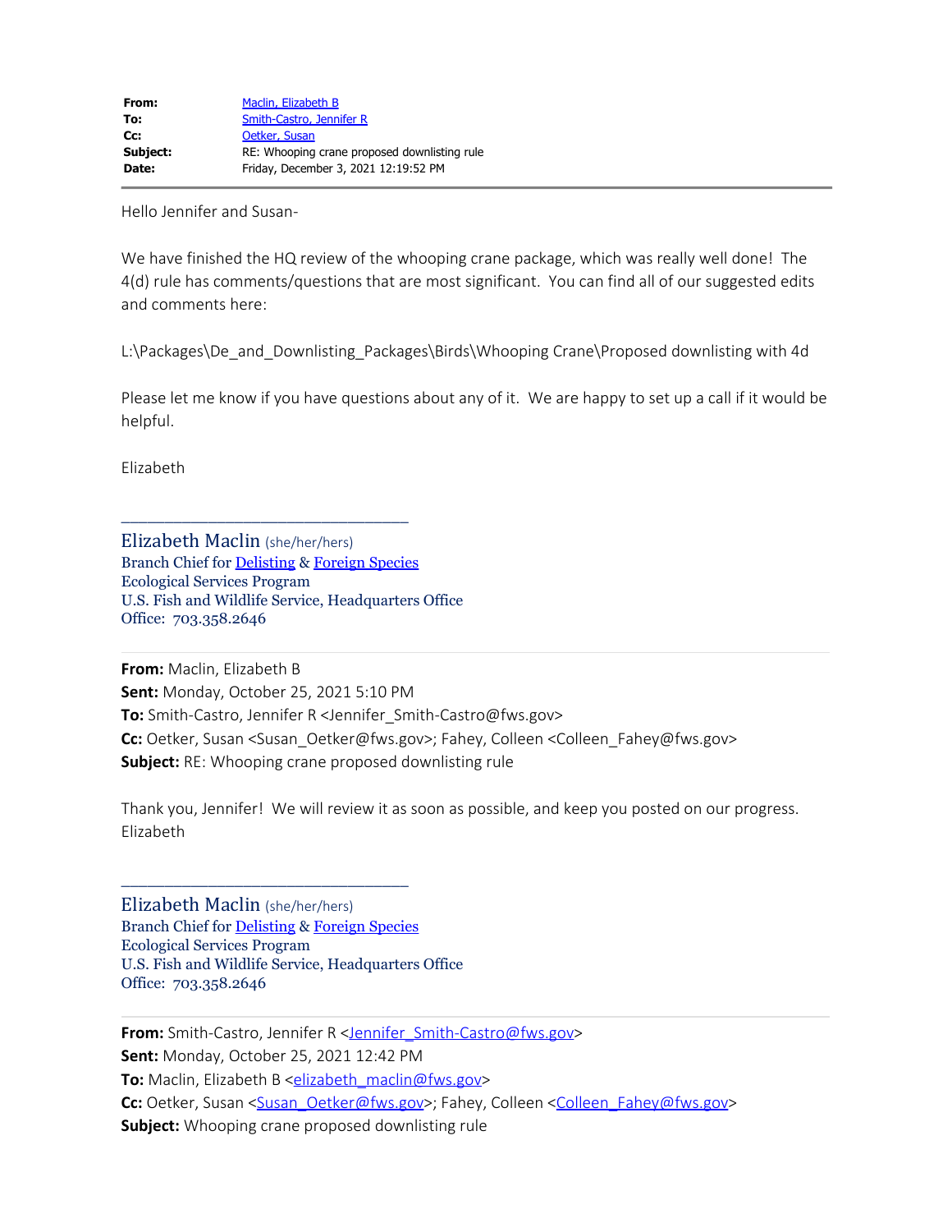| | |
|---|---|
| **From:** | Maclin, Elizabeth B |
| **To:** | Smith-Castro, Jennifer R |
| **Cc:** | Oetker, Susan |
| **Subject:** | RE: Whooping crane proposed downlisting rule |
| **Date:** | Friday, December 3, 2021 12:19:52 PM |

---

Hello Jennifer and Susan-

We have finished the HQ review of the whooping crane package, which was really well done! The 4(d) rule has comments/questions that are most significant. You can find all of our suggested edits and comments here:

L:\Packages\De_and_Downlisting_Packages\Birds\Whooping Crane\Proposed downlisting with 4d

Please let me know if you have questions about any of it. We are happy to set up a call if it would be helpful.

Elizabeth

________________________________

Elizabeth Maclin (she/her/hers)
Branch Chief for Delisting & Foreign Species
Ecological Services Program
U.S. Fish and Wildlife Service, Headquarters Office
Office: 703.358.2646

---

**From:** Maclin, Elizabeth B
**Sent:** Monday, October 25, 2021 5:10 PM
**To:** Smith-Castro, Jennifer R <Jennifer_Smith-Castro@fws.gov>
**Cc:** Oetker, Susan <Susan_Oetker@fws.gov>; Fahey, Colleen <Colleen_Fahey@fws.gov>
**Subject:** RE: Whooping crane proposed downlisting rule

Thank you, Jennifer! We will review it as soon as possible, and keep you posted on our progress.
Elizabeth

________________________________

Elizabeth Maclin (she/her/hers)
Branch Chief for Delisting & Foreign Species
Ecological Services Program
U.S. Fish and Wildlife Service, Headquarters Office
Office: 703.358.2646

---

**From:** Smith-Castro, Jennifer R <Jennifer_Smith-Castro@fws.gov>
**Sent:** Monday, October 25, 2021 12:42 PM
**To:** Maclin, Elizabeth B <elizabeth_maclin@fws.gov>
**Cc:** Oetker, Susan <Susan_Oetker@fws.gov>; Fahey, Colleen <Colleen_Fahey@fws.gov>
**Subject:** Whooping crane proposed downlisting rule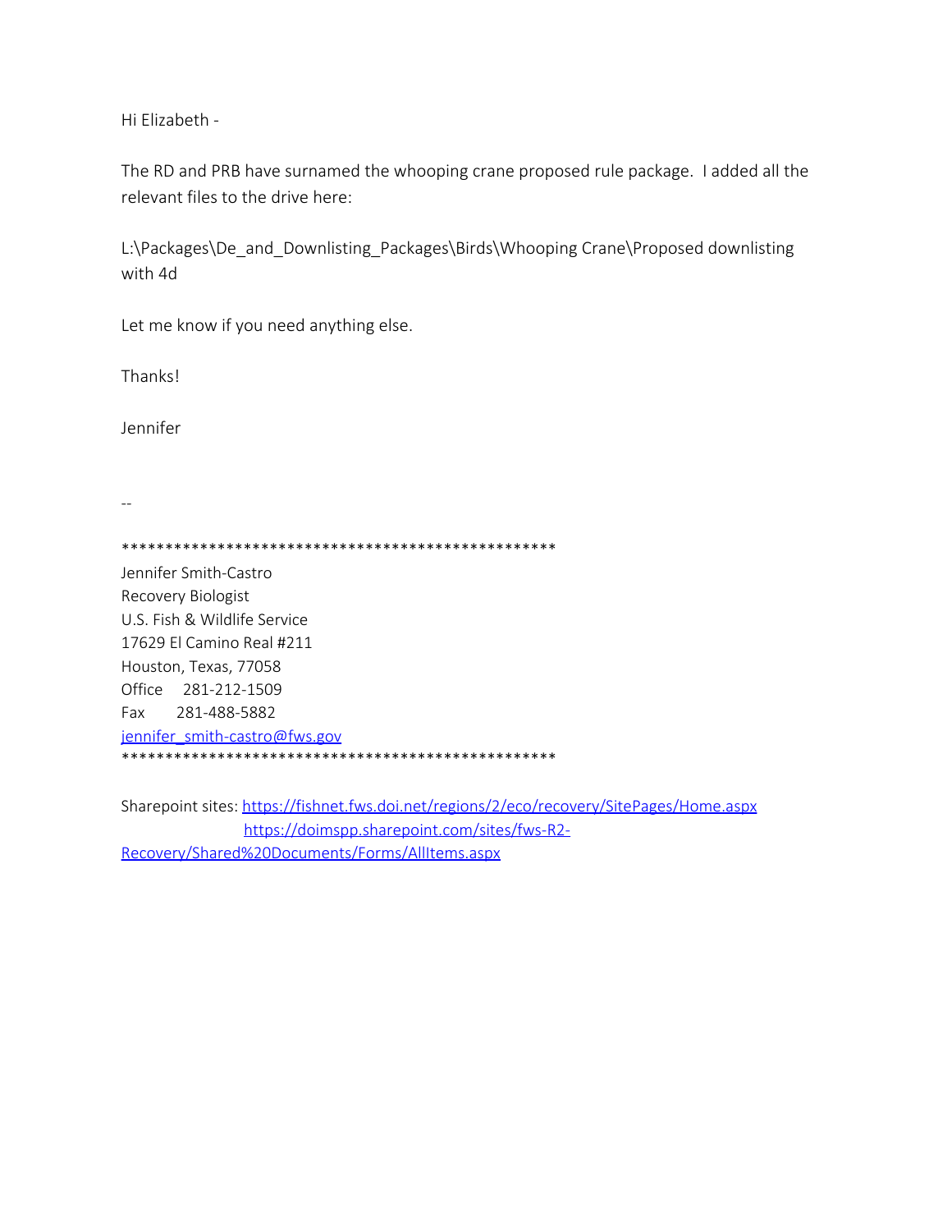Hi Elizabeth -

The RD and PRB have surnamed the whooping crane proposed rule package. I added all the relevant files to the drive here:

L:\Packages\De_and_Downlisting_Packages\Birds\Whooping Crane\Proposed downlisting with 4d

Let me know if you need anything else.

Thanks!

Jennifer

--

**************************************************

Jennifer Smith-Castro  
Recovery Biologist  
U.S. Fish & Wildlife Service  
17629 El Camino Real #211  
Houston, Texas, 77058  
Office 281-212-1509  
Fax 281-488-5882  
[jennifer_smith-castro@fws.gov](mailto:jennifer_smith-castro@fws.gov)

**************************************************

Sharepoint sites: [https://fishnet.fws.doi.net/regions/2/eco/recovery/SitePages/Home.aspx](https://fishnet.fws.doi.net/regions/2/eco/recovery/SitePages/Home.aspx)  
[https://doimspp.sharepoint.com/sites/fws-R2-Recovery/Shared%20Documents/Forms/AllItems.aspx](https://doimspp.sharepoint.com/sites/fws-R2-Recovery/Shared%20Documents/Forms/AllItems.aspx)